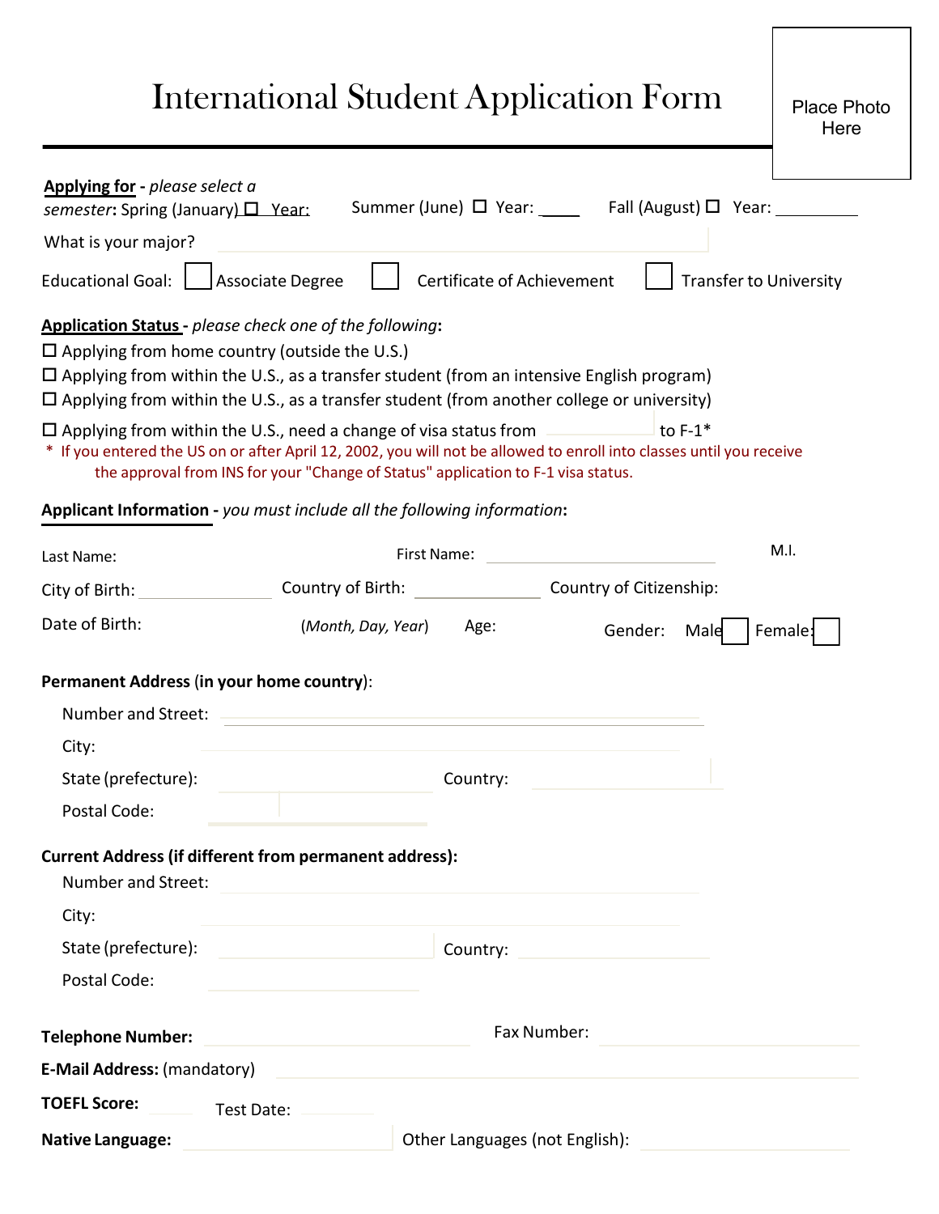# International Student Application Form

Place Photo Here

**Applying for** - *please select a semester*: Spring (January) ☐ Year: Summer (June) ☐ Year: _____ Fall (August) ☐ Year: __________

What is your major?

Educational Goal: ☐ Associate Degree ☐ Certificate of Achievement ☐ Transfer to University

**Application Status** - *please check one of the following*:

☐ Applying from home country (outside the U.S.)

☐ Applying from within the U.S., as a transfer student (from an intensive English program)

☐ Applying from within the U.S., as a transfer student (from another college or university)

☐ Applying from within the U.S., need a change of visa status from __________ to F-1*

\* If you entered the US on or after April 12, 2002, you will not be allowed to enroll into classes until you receive the approval from INS for your "Change of Status" application to F-1 visa status.

**Applicant Information** - *you must include all the following information*:

Last Name: First Name: M.I.

City of Birth: Country of Birth: Country of Citizenship:

Date of Birth: (*Month, Day, Year*) Age: Gender: Male ☐ Female ☐

**Permanent Address (in your home country)**:

Number and Street:

City:

State (prefecture): Country:

Postal Code:

**Current Address (if different from permanent address):**

Number and Street:

City:

State (prefecture): Country:

Postal Code:

**Telephone Number:** Fax Number:

**E-Mail Address:** (mandatory)

**TOEFL Score:** Test Date:

**Native Language:** Other Languages (not English):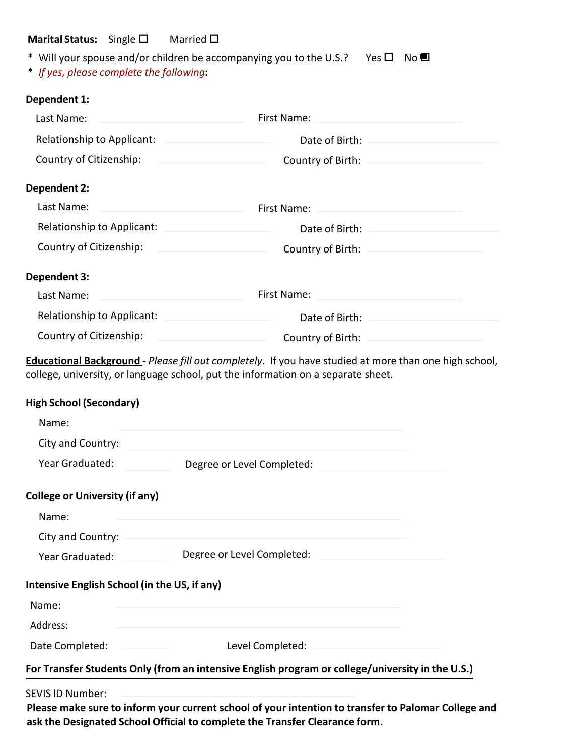**Marital Status:** Single ☐ Married ☐

* Will your spouse and/or children be accompanying you to the U.S.? Yes ☐ No ■
* *If yes, please complete the following*:

**Dependent 1:**

Last Name: ____________________ First Name: ____________________

Relationship to Applicant: ____________________ Date of Birth: ____________________

Country of Citizenship: ____________________ Country of Birth: ____________________

**Dependent 2:**

Last Name: ____________________ First Name: ____________________

Relationship to Applicant: ____________________ Date of Birth: ____________________

Country of Citizenship: ____________________ Country of Birth: ____________________

**Dependent 3:**

Last Name: ____________________ First Name: ____________________

Relationship to Applicant: ____________________ Date of Birth: ____________________

Country of Citizenship: ____________________ Country of Birth: ____________________

**Educational Background** - *Please fill out completely*. If you have studied at more than one high school, college, university, or language school, put the information on a separate sheet.

**High School (Secondary)**

Name: ________________________________________

City and Country: ________________________________________

Year Graduated: __________ Degree or Level Completed: ____________________

**College or University (if any)**

Name: ________________________________________

City and Country: ________________________________________

Year Graduated: __________ Degree or Level Completed: ____________________

**Intensive English School (in the US, if any)**

Name: ________________________________________

Address: ________________________________________

Date Completed: __________ Level Completed: ____________________

**For Transfer Students Only (from an intensive English program or college/university in the U.S.)**

SEVIS ID Number: ________________________________________

**Please make sure to inform your current school of your intention to transfer to Palomar College and ask the Designated School Official to complete the Transfer Clearance form.**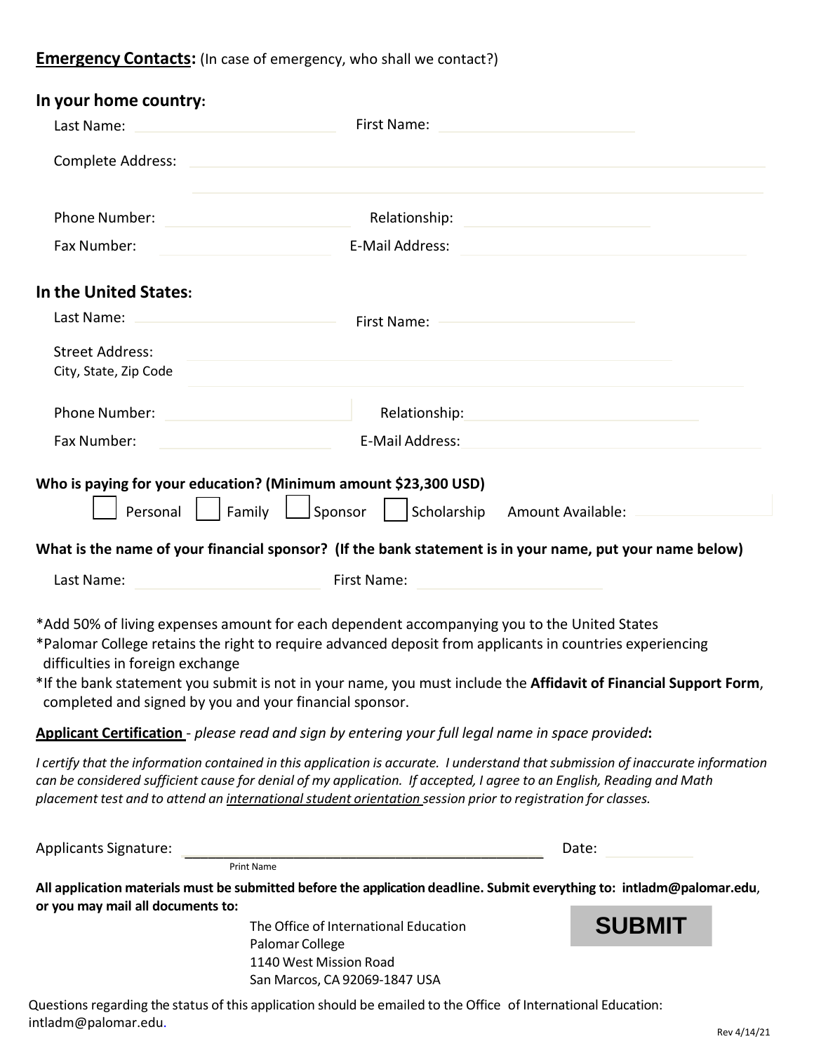**Emergency Contacts:** (In case of emergency, who shall we contact?)

## In your home country:

Last Name: First Name:

Complete Address:

Phone Number: Relationship:

Fax Number: E-Mail Address:

## In the United States:

Last Name: First Name:

Street Address:
City, State, Zip Code

Phone Number: Relationship:

Fax Number: E-Mail Address:

**Who is paying for your education? (Minimum amount $23,300 USD)**

☐ Personal ☐ Family ☐ Sponsor ☐ Scholarship Amount Available:

**What is the name of your financial sponsor? (If the bank statement is in your name, put your name below)**

Last Name: First Name:

*Add 50% of living expenses amount for each dependent accompanying you to the United States
*Palomar College retains the right to require advanced deposit from applicants in countries experiencing difficulties in foreign exchange
*If the bank statement you submit is not in your name, you must include the **Affidavit of Financial Support Form**, completed and signed by you and your financial sponsor.

**Applicant Certification** - *please read and sign by entering your full legal name in space provided***:**

*I certify that the information contained in this application is accurate. I understand that submission of inaccurate information can be considered sufficient cause for denial of my application. If accepted, I agree to an English, Reading and Math placement test and to attend an international student orientation session prior to registration for classes.*

Applicants Signature: ______________________________ Date:
Print Name

**All application materials must be submitted before the application deadline. Submit everything to: intladm@palomar.edu, or you may mail all documents to:**

The Office of International Education
Palomar College
1140 West Mission Road
San Marcos, CA 92069-1847 USA

SUBMIT

Questions regarding the status of this application should be emailed to the Office of International Education: intladm@palomar.edu.

Rev 4/14/21